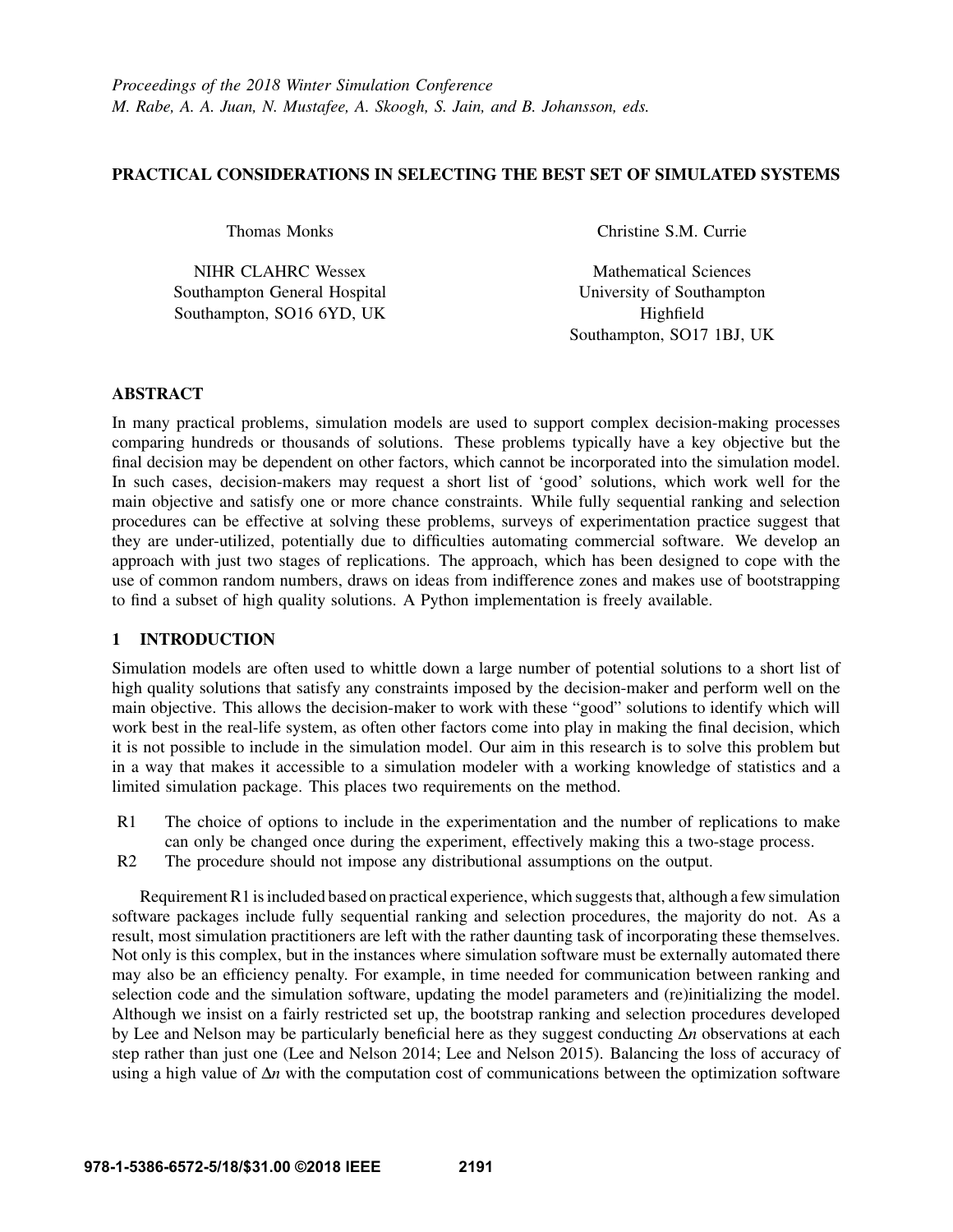*Proceedings of the 2018 Winter Simulation Conference*
*M. Rabe, A. A. Juan, N. Mustafee, A. Skoogh, S. Jain, and B. Johansson, eds.*

# PRACTICAL CONSIDERATIONS IN SELECTING THE BEST SET OF SIMULATED SYSTEMS

Thomas Monks

NIHR CLAHRC Wessex
Southampton General Hospital
Southampton, SO16 6YD, UK

Christine S.M. Currie

Mathematical Sciences
University of Southampton
Highfield
Southampton, SO17 1BJ, UK

## ABSTRACT

In many practical problems, simulation models are used to support complex decision-making processes comparing hundreds or thousands of solutions. These problems typically have a key objective but the final decision may be dependent on other factors, which cannot be incorporated into the simulation model. In such cases, decision-makers may request a short list of 'good' solutions, which work well for the main objective and satisfy one or more chance constraints. While fully sequential ranking and selection procedures can be effective at solving these problems, surveys of experimentation practice suggest that they are under-utilized, potentially due to difficulties automating commercial software. We develop an approach with just two stages of replications. The approach, which has been designed to cope with the use of common random numbers, draws on ideas from indifference zones and makes use of bootstrapping to find a subset of high quality solutions. A Python implementation is freely available.

## 1 INTRODUCTION

Simulation models are often used to whittle down a large number of potential solutions to a short list of high quality solutions that satisfy any constraints imposed by the decision-maker and perform well on the main objective. This allows the decision-maker to work with these "good" solutions to identify which will work best in the real-life system, as often other factors come into play in making the final decision, which it is not possible to include in the simulation model. Our aim in this research is to solve this problem but in a way that makes it accessible to a simulation modeler with a working knowledge of statistics and a limited simulation package. This places two requirements on the method.

- R1 The choice of options to include in the experimentation and the number of replications to make can only be changed once during the experiment, effectively making this a two-stage process.
- R2 The procedure should not impose any distributional assumptions on the output.

Requirement R1 is included based on practical experience, which suggests that, although a few simulation software packages include fully sequential ranking and selection procedures, the majority do not. As a result, most simulation practitioners are left with the rather daunting task of incorporating these themselves. Not only is this complex, but in the instances where simulation software must be externally automated there may also be an efficiency penalty. For example, in time needed for communication between ranking and selection code and the simulation software, updating the model parameters and (re)initializing the model. Although we insist on a fairly restricted set up, the bootstrap ranking and selection procedures developed by Lee and Nelson may be particularly beneficial here as they suggest conducting $\Delta n$ observations at each step rather than just one (Lee and Nelson 2014; Lee and Nelson 2015). Balancing the loss of accuracy of using a high value of $\Delta n$ with the computation cost of communications between the optimization software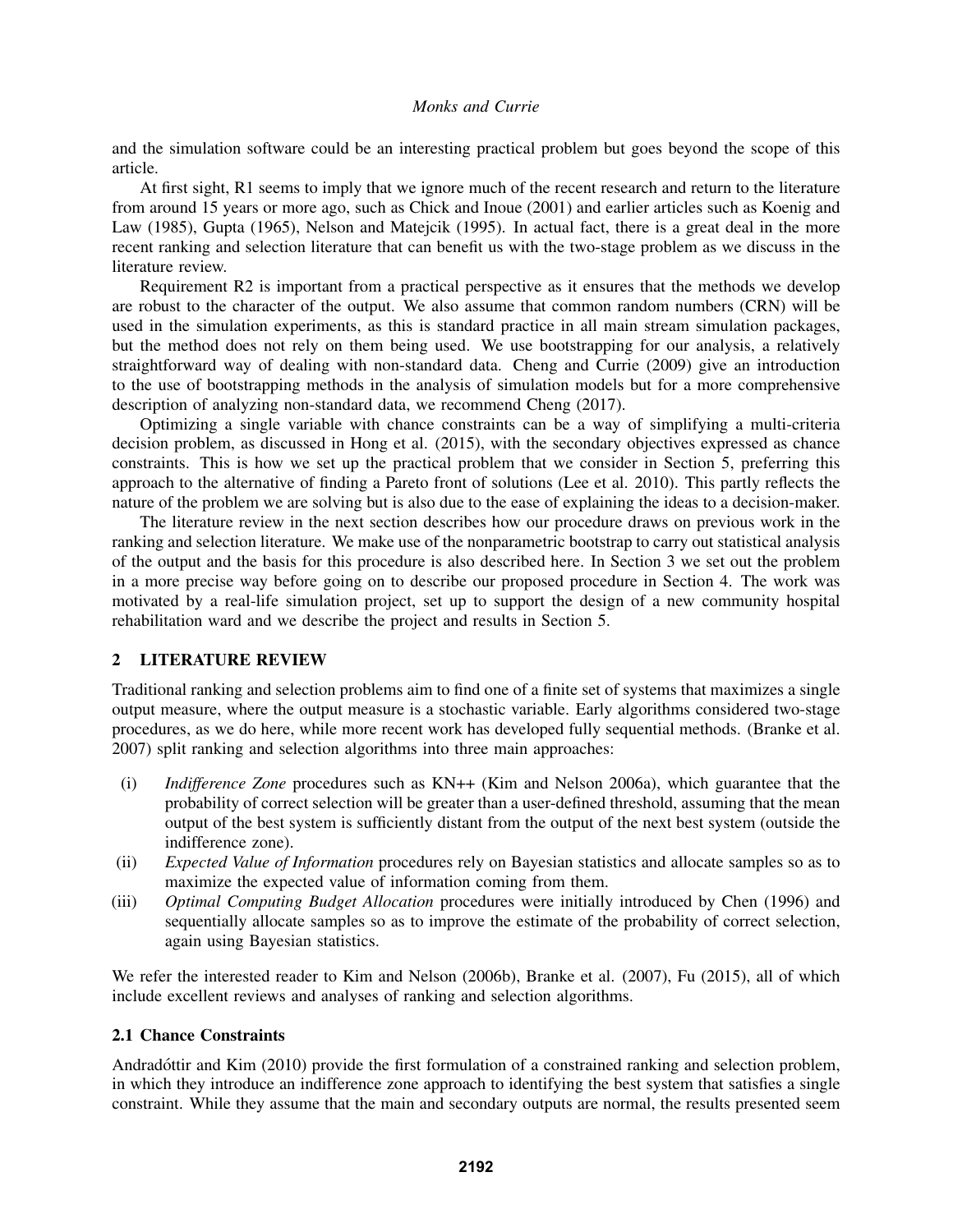and the simulation software could be an interesting practical problem but goes beyond the scope of this article.

At first sight, R1 seems to imply that we ignore much of the recent research and return to the literature from around 15 years or more ago, such as Chick and Inoue (2001) and earlier articles such as Koenig and Law (1985), Gupta (1965), Nelson and Matejcik (1995). In actual fact, there is a great deal in the more recent ranking and selection literature that can benefit us with the two-stage problem as we discuss in the literature review.

Requirement R2 is important from a practical perspective as it ensures that the methods we develop are robust to the character of the output. We also assume that common random numbers (CRN) will be used in the simulation experiments, as this is standard practice in all main stream simulation packages, but the method does not rely on them being used. We use bootstrapping for our analysis, a relatively straightforward way of dealing with non-standard data. Cheng and Currie (2009) give an introduction to the use of bootstrapping methods in the analysis of simulation models but for a more comprehensive description of analyzing non-standard data, we recommend Cheng (2017).

Optimizing a single variable with chance constraints can be a way of simplifying a multi-criteria decision problem, as discussed in Hong et al. (2015), with the secondary objectives expressed as chance constraints. This is how we set up the practical problem that we consider in Section 5, preferring this approach to the alternative of finding a Pareto front of solutions (Lee et al. 2010). This partly reflects the nature of the problem we are solving but is also due to the ease of explaining the ideas to a decision-maker.

The literature review in the next section describes how our procedure draws on previous work in the ranking and selection literature. We make use of the nonparametric bootstrap to carry out statistical analysis of the output and the basis for this procedure is also described here. In Section 3 we set out the problem in a more precise way before going on to describe our proposed procedure in Section 4. The work was motivated by a real-life simulation project, set up to support the design of a new community hospital rehabilitation ward and we describe the project and results in Section 5.

## 2 LITERATURE REVIEW

Traditional ranking and selection problems aim to find one of a finite set of systems that maximizes a single output measure, where the output measure is a stochastic variable. Early algorithms considered two-stage procedures, as we do here, while more recent work has developed fully sequential methods. (Branke et al. 2007) split ranking and selection algorithms into three main approaches:

(i) *Indifference Zone* procedures such as KN++ (Kim and Nelson 2006a), which guarantee that the probability of correct selection will be greater than a user-defined threshold, assuming that the mean output of the best system is sufficiently distant from the output of the next best system (outside the indifference zone).

(ii) *Expected Value of Information* procedures rely on Bayesian statistics and allocate samples so as to maximize the expected value of information coming from them.

(iii) *Optimal Computing Budget Allocation* procedures were initially introduced by Chen (1996) and sequentially allocate samples so as to improve the estimate of the probability of correct selection, again using Bayesian statistics.

We refer the interested reader to Kim and Nelson (2006b), Branke et al. (2007), Fu (2015), all of which include excellent reviews and analyses of ranking and selection algorithms.

### 2.1 Chance Constraints

Andradóttir and Kim (2010) provide the first formulation of a constrained ranking and selection problem, in which they introduce an indifference zone approach to identifying the best system that satisfies a single constraint. While they assume that the main and secondary outputs are normal, the results presented seem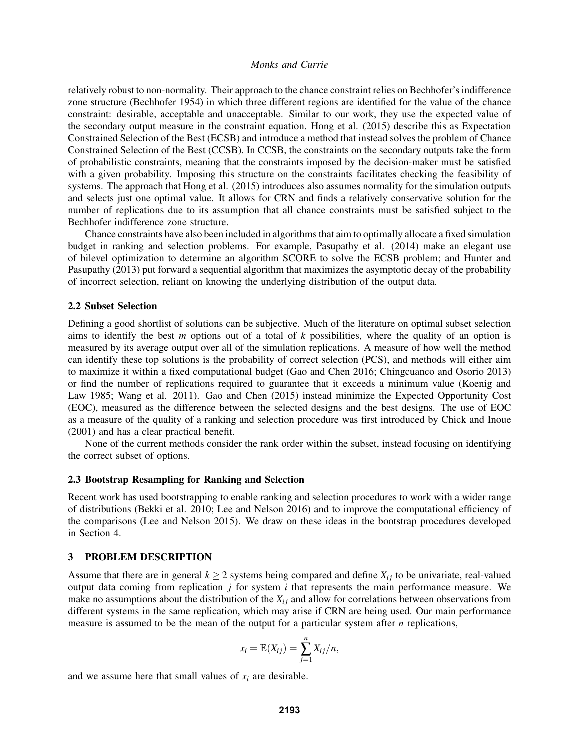relatively robust to non-normality. Their approach to the chance constraint relies on Bechhofer's indifference zone structure (Bechhofer 1954) in which three different regions are identified for the value of the chance constraint: desirable, acceptable and unacceptable. Similar to our work, they use the expected value of the secondary output measure in the constraint equation. Hong et al. (2015) describe this as Expectation Constrained Selection of the Best (ECSB) and introduce a method that instead solves the problem of Chance Constrained Selection of the Best (CCSB). In CCSB, the constraints on the secondary outputs take the form of probabilistic constraints, meaning that the constraints imposed by the decision-maker must be satisfied with a given probability. Imposing this structure on the constraints facilitates checking the feasibility of systems. The approach that Hong et al. (2015) introduces also assumes normality for the simulation outputs and selects just one optimal value. It allows for CRN and finds a relatively conservative solution for the number of replications due to its assumption that all chance constraints must be satisfied subject to the Bechhofer indifference zone structure.

Chance constraints have also been included in algorithms that aim to optimally allocate a fixed simulation budget in ranking and selection problems. For example, Pasupathy et al. (2014) make an elegant use of bilevel optimization to determine an algorithm SCORE to solve the ECSB problem; and Hunter and Pasupathy (2013) put forward a sequential algorithm that maximizes the asymptotic decay of the probability of incorrect selection, reliant on knowing the underlying distribution of the output data.

### 2.2 Subset Selection

Defining a good shortlist of solutions can be subjective. Much of the literature on optimal subset selection aims to identify the best $m$ options out of a total of $k$ possibilities, where the quality of an option is measured by its average output over all of the simulation replications. A measure of how well the method can identify these top solutions is the probability of correct selection (PCS), and methods will either aim to maximize it within a fixed computational budget (Gao and Chen 2016; Chingcuanco and Osorio 2013) or find the number of replications required to guarantee that it exceeds a minimum value (Koenig and Law 1985; Wang et al. 2011). Gao and Chen (2015) instead minimize the Expected Opportunity Cost (EOC), measured as the difference between the selected designs and the best designs. The use of EOC as a measure of the quality of a ranking and selection procedure was first introduced by Chick and Inoue (2001) and has a clear practical benefit.

None of the current methods consider the rank order within the subset, instead focusing on identifying the correct subset of options.

### 2.3 Bootstrap Resampling for Ranking and Selection

Recent work has used bootstrapping to enable ranking and selection procedures to work with a wider range of distributions (Bekki et al. 2010; Lee and Nelson 2016) and to improve the computational efficiency of the comparisons (Lee and Nelson 2015). We draw on these ideas in the bootstrap procedures developed in Section 4.

## 3 PROBLEM DESCRIPTION

Assume that there are in general $k \geq 2$ systems being compared and define $X_{ij}$ to be univariate, real-valued output data coming from replication $j$ for system $i$ that represents the main performance measure. We make no assumptions about the distribution of the $X_{ij}$ and allow for correlations between observations from different systems in the same replication, which may arise if CRN are being used. Our main performance measure is assumed to be the mean of the output for a particular system after $n$ replications,

$$x_i = \mathbb{E}(X_{ij}) = \sum_{j=1}^{n} X_{ij}/n,$$

and we assume here that small values of $x_i$ are desirable.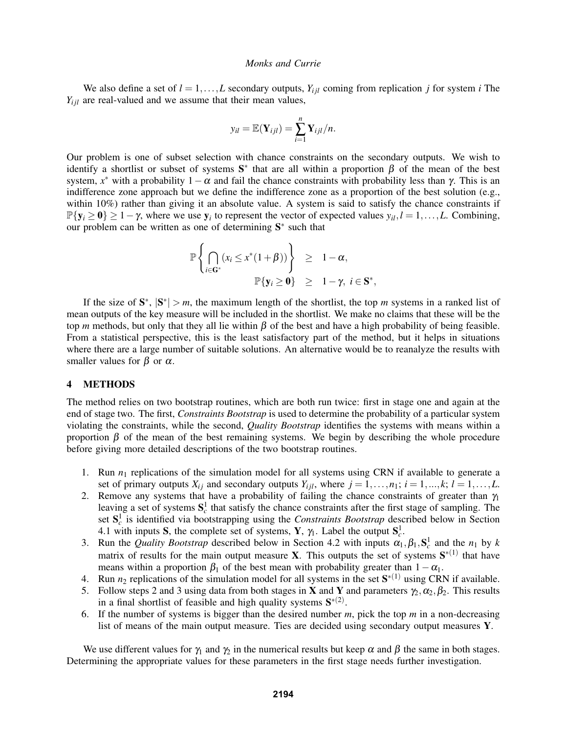We also define a set of $l = 1,\dots,L$ secondary outputs, $Y_{ijl}$ coming from replication $j$ for system $i$ The $Y_{ijl}$ are real-valued and we assume that their mean values,

$$y_{il} = \mathbb{E}(\mathbf{Y}_{ijl}) = \sum_{i=1}^{n} \mathbf{Y}_{ijl}/n.$$

Our problem is one of subset selection with chance constraints on the secondary outputs. We wish to identify a shortlist or subset of systems $\mathbf{S}^*$ that are all within a proportion $\beta$ of the mean of the best system, $x^*$ with a probability $1-\alpha$ and fail the chance constraints with probability less than $\gamma$. This is an indifference zone approach but we define the indifference zone as a proportion of the best solution (e.g., within 10%) rather than giving it an absolute value. A system is said to satisfy the chance constraints if $\mathbb{P}\{\mathbf{y}_i \geq \mathbf{0}\} \geq 1-\gamma$, where we use $\mathbf{y}_i$ to represent the vector of expected values $y_{il}, l = 1,\dots,L$. Combining, our problem can be written as one of determining $\mathbf{S}^*$ such that

$$\begin{aligned}
\mathbb{P}\left\{\bigcap_{i\in \mathbf{G}^*} \left(x_i \leq x^*(1+\beta)\right)\right\} &\geq 1-\alpha, \\
\mathbb{P}\{\mathbf{y}_i \geq \mathbf{0}\} &\geq 1-\gamma,\ i \in \mathbf{S}^*,
\end{aligned}$$

If the size of $\mathbf{S}^*$, $|\mathbf{S}^*| > m$, the maximum length of the shortlist, the top $m$ systems in a ranked list of mean outputs of the key measure will be included in the shortlist. We make no claims that these will be the top $m$ methods, but only that they all lie within $\beta$ of the best and have a high probability of being feasible. From a statistical perspective, this is the least satisfactory part of the method, but it helps in situations where there are a large number of suitable solutions. An alternative would be to reanalyze the results with smaller values for $\beta$ or $\alpha$.

## 4 METHODS

The method relies on two bootstrap routines, which are both run twice: first in stage one and again at the end of stage two. The first, *Constraints Bootstrap* is used to determine the probability of a particular system violating the constraints, while the second, *Quality Bootstrap* identifies the systems with means within a proportion $\beta$ of the mean of the best remaining systems. We begin by describing the whole procedure before giving more detailed descriptions of the two bootstrap routines.

1. Run $n_1$ replications of the simulation model for all systems using CRN if available to generate a set of primary outputs $X_{ij}$ and secondary outputs $Y_{ijl}$, where $j = 1,\dots,n_1$; $i = 1,...,k$; $l = 1,\dots,L$.
2. Remove any systems that have a probability of failing the chance constraints of greater than $\gamma_1$ leaving a set of systems $\mathbf{S}_c^1$ that satisfy the chance constraints after the first stage of sampling. The set $\mathbf{S}_c^1$ is identified via bootstrapping using the *Constraints Bootstrap* described below in Section 4.1 with inputs $\mathbf{S}$, the complete set of systems, $\mathbf{Y}$, $\gamma_1$. Label the output $\mathbf{S}_c^1$.
3. Run the *Quality Bootstrap* described below in Section 4.2 with inputs $\alpha_1, \beta_1, \mathbf{S}_c^1$ and the $n_1$ by $k$ matrix of results for the main output measure $\mathbf{X}$. This outputs the set of systems $\mathbf{S}^{*(1)}$ that have means within a proportion $\beta_1$ of the best mean with probability greater than $1-\alpha_1$.
4. Run $n_2$ replications of the simulation model for all systems in the set $\mathbf{S}^{*(1)}$ using CRN if available.
5. Follow steps 2 and 3 using data from both stages in $\mathbf{X}$ and $\mathbf{Y}$ and parameters $\gamma_2, \alpha_2, \beta_2$. This results in a final shortlist of feasible and high quality systems $\mathbf{S}^{*(2)}$.
6. If the number of systems is bigger than the desired number $m$, pick the top $m$ in a non-decreasing list of means of the main output measure. Ties are decided using secondary output measures $\mathbf{Y}$.

We use different values for $\gamma_1$ and $\gamma_2$ in the numerical results but keep $\alpha$ and $\beta$ the same in both stages. Determining the appropriate values for these parameters in the first stage needs further investigation.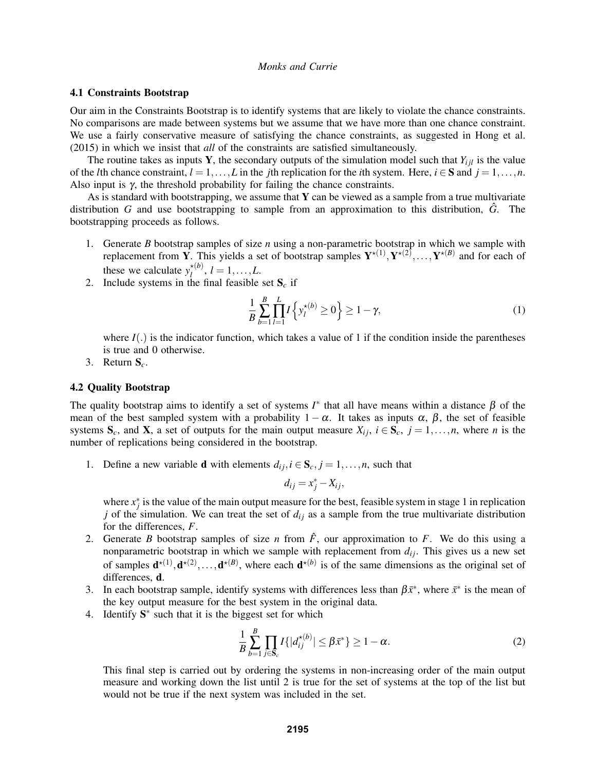### 4.1 Constraints Bootstrap

Our aim in the Constraints Bootstrap is to identify systems that are likely to violate the chance constraints. No comparisons are made between systems but we assume that we have more than one chance constraint. We use a fairly conservative measure of satisfying the chance constraints, as suggested in Hong et al. (2015) in which we insist that *all* of the constraints are satisfied simultaneously.

The routine takes as inputs $\mathbf{Y}$, the secondary outputs of the simulation model such that $Y_{ijl}$ is the value of the $l$th chance constraint, $l = 1, \ldots, L$ in the $j$th replication for the $i$th system. Here, $i \in \mathbf{S}$ and $j = 1, \ldots, n$. Also input is $\gamma$, the threshold probability for failing the chance constraints.

As is standard with bootstrapping, we assume that $\mathbf{Y}$ can be viewed as a sample from a true multivariate distribution $G$ and use bootstrapping to sample from an approximation to this distribution, $\hat{G}$. The bootstrapping proceeds as follows.

1. Generate $B$ bootstrap samples of size $n$ using a non-parametric bootstrap in which we sample with replacement from $\mathbf{Y}$. This yields a set of bootstrap samples $\mathbf{Y}^{\star(1)}, \mathbf{Y}^{\star(2)}, \ldots, \mathbf{Y}^{\star(B)}$ and for each of these we calculate $y_l^{\star(b)}$, $l = 1, \ldots, L$.
2. Include systems in the final feasible set $\mathbf{S}_c$ if

$$\frac{1}{B} \sum_{b=1}^{B} \prod_{l=1}^{L} I\left\{ y_l^{\star(b)} \geq 0 \right\} \geq 1 - \gamma, \tag{1}$$

   where $I(.)$ is the indicator function, which takes a value of 1 if the condition inside the parentheses is true and 0 otherwise.
3. Return $\mathbf{S}_c$.

### 4.2 Quality Bootstrap

The quality bootstrap aims to identify a set of systems $I^*$ that all have means within a distance $\beta$ of the mean of the best sampled system with a probability $1 - \alpha$. It takes as inputs $\alpha$, $\beta$, the set of feasible systems $\mathbf{S}_c$, and $\mathbf{X}$, a set of outputs for the main output measure $X_{ij}$, $i \in \mathbf{S}_c$, $j = 1, \ldots, n$, where $n$ is the number of replications being considered in the bootstrap.

1. Define a new variable $\mathbf{d}$ with elements $d_{ij}, i \in \mathbf{S}_c, j = 1, \ldots, n$, such that

$$d_{ij} = x_j^* - X_{ij},$$

   where $x_j^*$ is the value of the main output measure for the best, feasible system in stage 1 in replication $j$ of the simulation. We can treat the set of $d_{ij}$ as a sample from the true multivariate distribution for the differences, $F$.
2. Generate $B$ bootstrap samples of size $n$ from $\hat{F}$, our approximation to $F$. We do this using a nonparametric bootstrap in which we sample with replacement from $d_{ij}$. This gives us a new set of samples $\mathbf{d}^{\star(1)}, \mathbf{d}^{\star(2)}, \ldots, \mathbf{d}^{\star(B)}$, where each $\mathbf{d}^{\star(b)}$ is of the same dimensions as the original set of differences, $\mathbf{d}$.
3. In each bootstrap sample, identify systems with differences less than $\beta \bar{x}^*$, where $\bar{x}^*$ is the mean of the key output measure for the best system in the original data.
4. Identify $\mathbf{S}^*$ such that it is the biggest set for which

$$\frac{1}{B} \sum_{b=1}^{B} \prod_{j \in \mathbf{S}_c} I\{|d_{ij}^{\star(b)}| \leq \beta \bar{x}^*\} \geq 1 - \alpha. \tag{2}$$

   This final step is carried out by ordering the systems in non-increasing order of the main output measure and working down the list until 2 is true for the set of systems at the top of the list but would not be true if the next system was included in the set.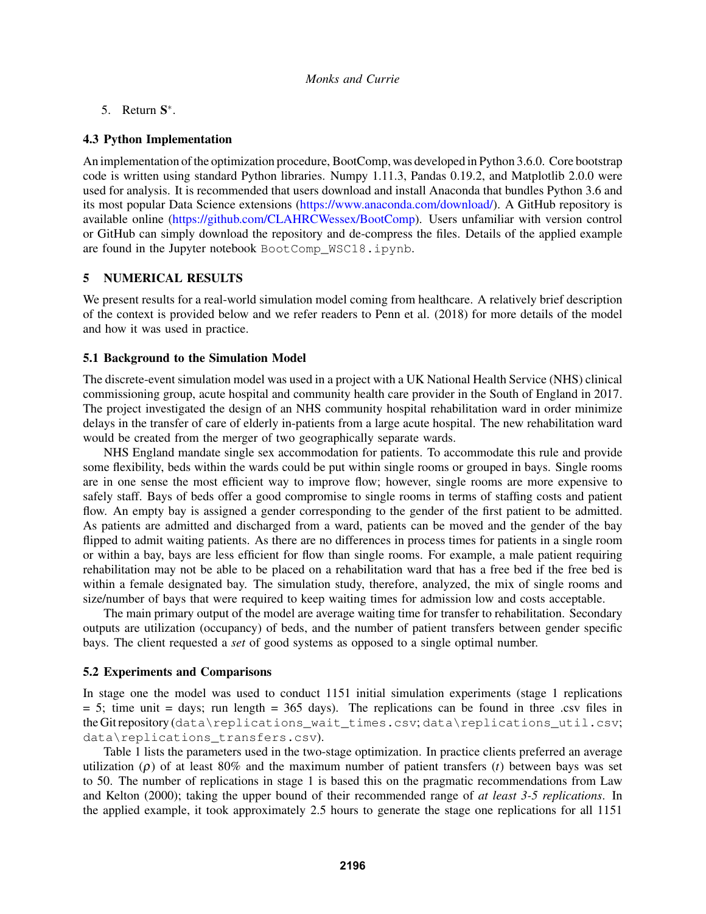5. Return $\mathbf{S}^*$.

### 4.3 Python Implementation

An implementation of the optimization procedure, BootComp, was developed in Python 3.6.0. Core bootstrap code is written using standard Python libraries. Numpy 1.11.3, Pandas 0.19.2, and Matplotlib 2.0.0 were used for analysis. It is recommended that users download and install Anaconda that bundles Python 3.6 and its most popular Data Science extensions (https://www.anaconda.com/download/). A GitHub repository is available online (https://github.com/CLAHRCWessex/BootComp). Users unfamiliar with version control or GitHub can simply download the repository and de-compress the files. Details of the applied example are found in the Jupyter notebook `BootComp_WSC18.ipynb`.

## 5 NUMERICAL RESULTS

We present results for a real-world simulation model coming from healthcare. A relatively brief description of the context is provided below and we refer readers to Penn et al. (2018) for more details of the model and how it was used in practice.

### 5.1 Background to the Simulation Model

The discrete-event simulation model was used in a project with a UK National Health Service (NHS) clinical commissioning group, acute hospital and community health care provider in the South of England in 2017. The project investigated the design of an NHS community hospital rehabilitation ward in order minimize delays in the transfer of care of elderly in-patients from a large acute hospital. The new rehabilitation ward would be created from the merger of two geographically separate wards.

NHS England mandate single sex accommodation for patients. To accommodate this rule and provide some flexibility, beds within the wards could be put within single rooms or grouped in bays. Single rooms are in one sense the most efficient way to improve flow; however, single rooms are more expensive to safely staff. Bays of beds offer a good compromise to single rooms in terms of staffing costs and patient flow. An empty bay is assigned a gender corresponding to the gender of the first patient to be admitted. As patients are admitted and discharged from a ward, patients can be moved and the gender of the bay flipped to admit waiting patients. As there are no differences in process times for patients in a single room or within a bay, bays are less efficient for flow than single rooms. For example, a male patient requiring rehabilitation may not be able to be placed on a rehabilitation ward that has a free bed if the free bed is within a female designated bay. The simulation study, therefore, analyzed, the mix of single rooms and size/number of bays that were required to keep waiting times for admission low and costs acceptable.

The main primary output of the model are average waiting time for transfer to rehabilitation. Secondary outputs are utilization (occupancy) of beds, and the number of patient transfers between gender specific bays. The client requested a *set* of good systems as opposed to a single optimal number.

### 5.2 Experiments and Comparisons

In stage one the model was used to conduct 1151 initial simulation experiments (stage 1 replications = 5; time unit = days; run length = 365 days). The replications can be found in three .csv files in the Git repository (`data\replications_wait_times.csv`; `data\replications_util.csv`; `data\replications_transfers.csv`).

Table 1 lists the parameters used in the two-stage optimization. In practice clients preferred an average utilization ($\rho$) of at least 80% and the maximum number of patient transfers ($t$) between bays was set to 50. The number of replications in stage 1 is based this on the pragmatic recommendations from Law and Kelton (2000); taking the upper bound of their recommended range of *at least 3-5 replications*. In the applied example, it took approximately 2.5 hours to generate the stage one replications for all 1151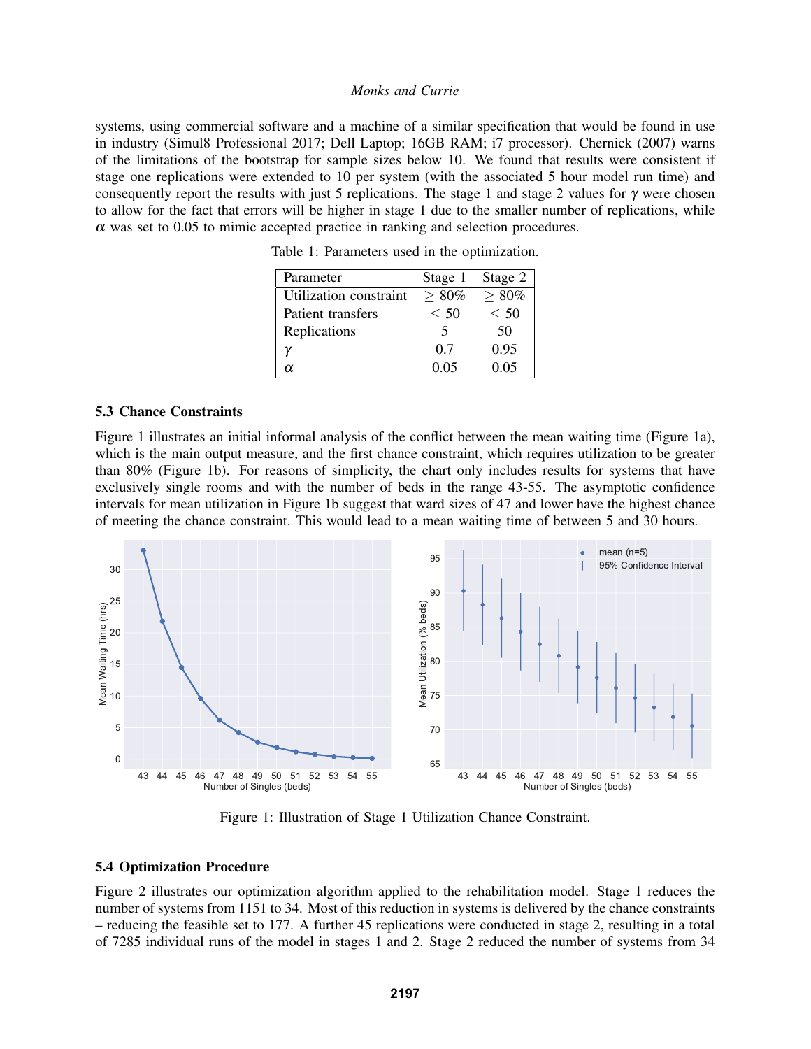systems, using commercial software and a machine of a similar specification that would be found in use in industry (Simul8 Professional 2017; Dell Laptop; 16GB RAM; i7 processor). Chernick (2007) warns of the limitations of the bootstrap for sample sizes below 10. We found that results were consistent if stage one replications were extended to 10 per system (with the associated 5 hour model run time) and consequently report the results with just 5 replications. The stage 1 and stage 2 values for $\gamma$ were chosen to allow for the fact that errors will be higher in stage 1 due to the smaller number of replications, while $\alpha$ was set to 0.05 to mimic accepted practice in ranking and selection procedures.

Table 1: Parameters used in the optimization.

| Parameter | Stage 1 | Stage 2 |
|---|---|---|
| Utilization constraint | $\geq$ 80% | $\geq$ 80% |
| Patient transfers | $\leq$ 50 | $\leq$ 50 |
| Replications | 5 | 50 |
| $\gamma$ | 0.7 | 0.95 |
| $\alpha$ | 0.05 | 0.05 |

### 5.3 Chance Constraints

Figure 1 illustrates an initial informal analysis of the conflict between the mean waiting time (Figure 1a), which is the main output measure, and the first chance constraint, which requires utilization to be greater than 80% (Figure 1b). For reasons of simplicity, the chart only includes results for systems that have exclusively single rooms and with the number of beds in the range 43-55. The asymptotic confidence intervals for mean utilization in Figure 1b suggest that ward sizes of 47 and lower have the highest chance of meeting the chance constraint. This would lead to a mean waiting time of between 5 and 30 hours.

Figure 1: Illustration of Stage 1 Utilization Chance Constraint.

### 5.4 Optimization Procedure

Figure 2 illustrates our optimization algorithm applied to the rehabilitation model. Stage 1 reduces the number of systems from 1151 to 34. Most of this reduction in systems is delivered by the chance constraints – reducing the feasible set to 177. A further 45 replications were conducted in stage 2, resulting in a total of 7285 individual runs of the model in stages 1 and 2. Stage 2 reduced the number of systems from 34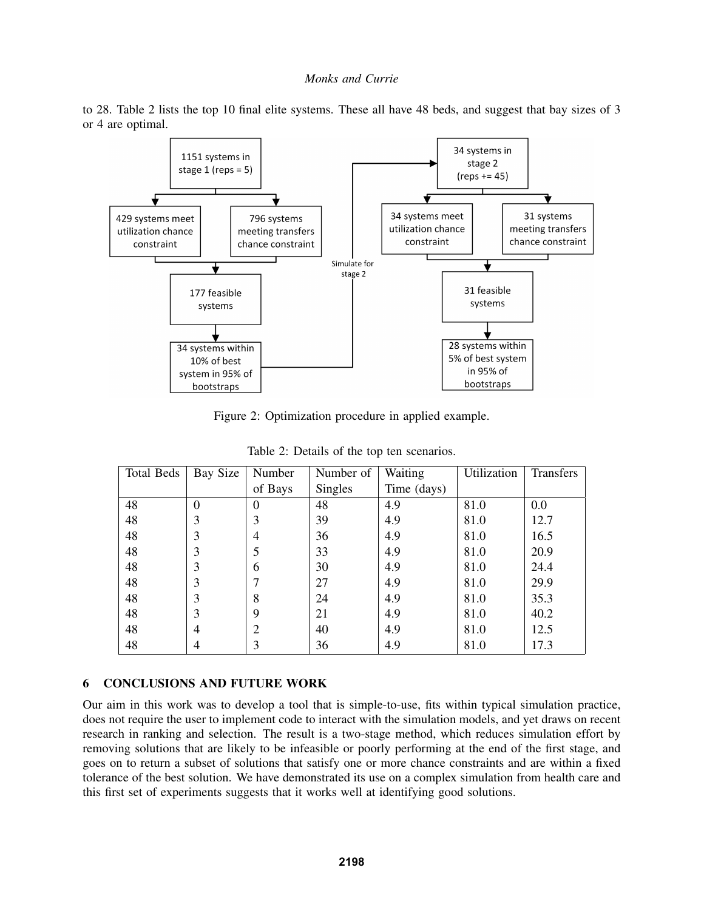to 28. Table 2 lists the top 10 final elite systems. These all have 48 beds, and suggest that bay sizes of 3 or 4 are optimal.

Figure 2: Optimization procedure in applied example.

Table 2: Details of the top ten scenarios.

| Total Beds | Bay Size | Number of Bays | Number of Singles | Waiting Time (days) | Utilization | Transfers |
|---|---|---|---|---|---|---|
| 48 | 0 | 0 | 48 | 4.9 | 81.0 | 0.0 |
| 48 | 3 | 3 | 39 | 4.9 | 81.0 | 12.7 |
| 48 | 3 | 4 | 36 | 4.9 | 81.0 | 16.5 |
| 48 | 3 | 5 | 33 | 4.9 | 81.0 | 20.9 |
| 48 | 3 | 6 | 30 | 4.9 | 81.0 | 24.4 |
| 48 | 3 | 7 | 27 | 4.9 | 81.0 | 29.9 |
| 48 | 3 | 8 | 24 | 4.9 | 81.0 | 35.3 |
| 48 | 3 | 9 | 21 | 4.9 | 81.0 | 40.2 |
| 48 | 4 | 2 | 40 | 4.9 | 81.0 | 12.5 |
| 48 | 4 | 3 | 36 | 4.9 | 81.0 | 17.3 |

## 6 CONCLUSIONS AND FUTURE WORK

Our aim in this work was to develop a tool that is simple-to-use, fits within typical simulation practice, does not require the user to implement code to interact with the simulation models, and yet draws on recent research in ranking and selection. The result is a two-stage method, which reduces simulation effort by removing solutions that are likely to be infeasible or poorly performing at the end of the first stage, and goes on to return a subset of solutions that satisfy one or more chance constraints and are within a fixed tolerance of the best solution. We have demonstrated its use on a complex simulation from health care and this first set of experiments suggests that it works well at identifying good solutions.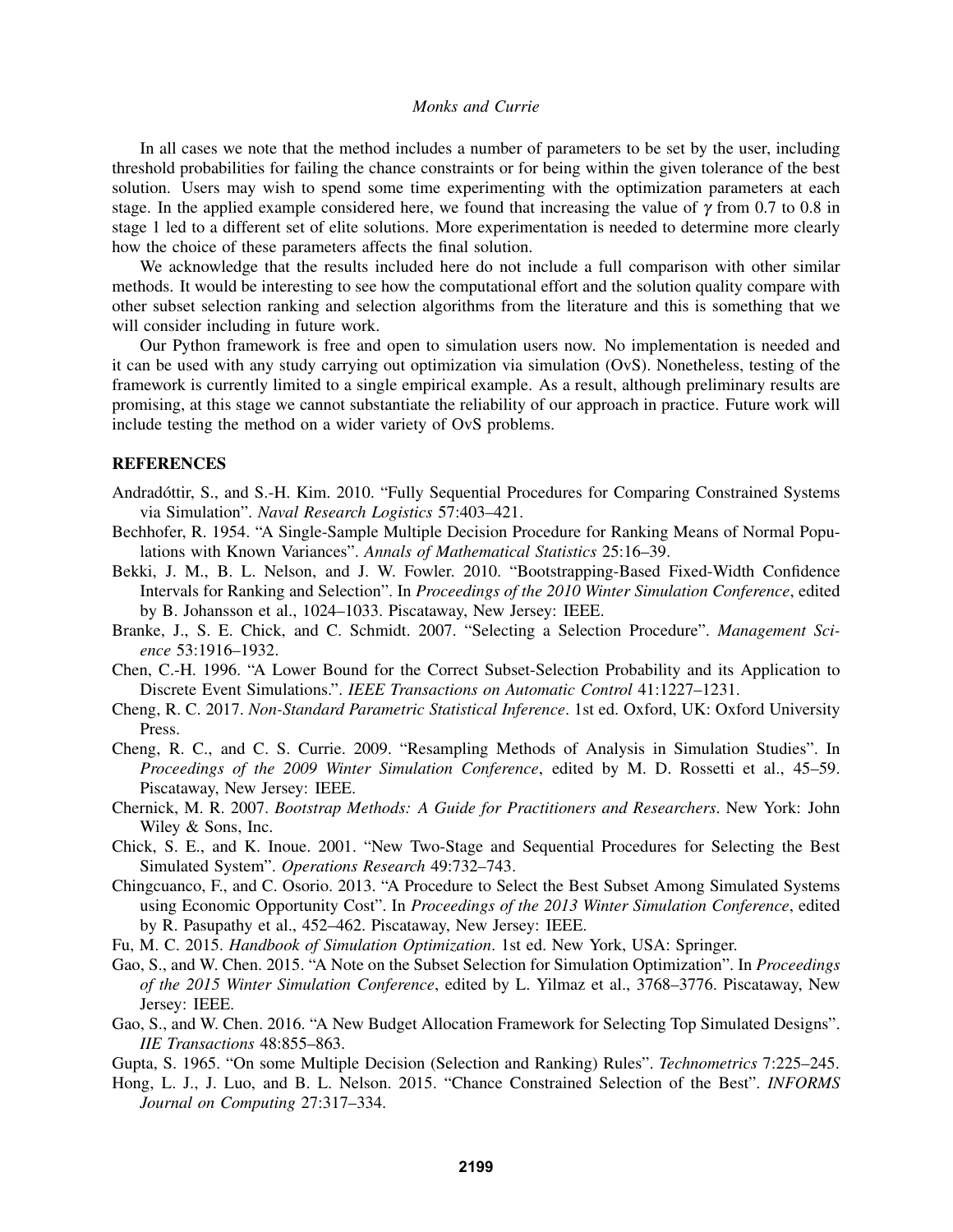In all cases we note that the method includes a number of parameters to be set by the user, including threshold probabilities for failing the chance constraints or for being within the given tolerance of the best solution. Users may wish to spend some time experimenting with the optimization parameters at each stage. In the applied example considered here, we found that increasing the value of $\gamma$ from 0.7 to 0.8 in stage 1 led to a different set of elite solutions. More experimentation is needed to determine more clearly how the choice of these parameters affects the final solution.

We acknowledge that the results included here do not include a full comparison with other similar methods. It would be interesting to see how the computational effort and the solution quality compare with other subset selection ranking and selection algorithms from the literature and this is something that we will consider including in future work.

Our Python framework is free and open to simulation users now. No implementation is needed and it can be used with any study carrying out optimization via simulation (OvS). Nonetheless, testing of the framework is currently limited to a single empirical example. As a result, although preliminary results are promising, at this stage we cannot substantiate the reliability of our approach in practice. Future work will include testing the method on a wider variety of OvS problems.

## REFERENCES

Andradóttir, S., and S.-H. Kim. 2010. "Fully Sequential Procedures for Comparing Constrained Systems via Simulation". *Naval Research Logistics* 57:403–421.

Bechhofer, R. 1954. "A Single-Sample Multiple Decision Procedure for Ranking Means of Normal Populations with Known Variances". *Annals of Mathematical Statistics* 25:16–39.

Bekki, J. M., B. L. Nelson, and J. W. Fowler. 2010. "Bootstrapping-Based Fixed-Width Confidence Intervals for Ranking and Selection". In *Proceedings of the 2010 Winter Simulation Conference*, edited by B. Johansson et al., 1024–1033. Piscataway, New Jersey: IEEE.

Branke, J., S. E. Chick, and C. Schmidt. 2007. "Selecting a Selection Procedure". *Management Science* 53:1916–1932.

Chen, C.-H. 1996. "A Lower Bound for the Correct Subset-Selection Probability and its Application to Discrete Event Simulations.". *IEEE Transactions on Automatic Control* 41:1227–1231.

Cheng, R. C. 2017. *Non-Standard Parametric Statistical Inference*. 1st ed. Oxford, UK: Oxford University Press.

Cheng, R. C., and C. S. Currie. 2009. "Resampling Methods of Analysis in Simulation Studies". In *Proceedings of the 2009 Winter Simulation Conference*, edited by M. D. Rossetti et al., 45–59. Piscataway, New Jersey: IEEE.

Chernick, M. R. 2007. *Bootstrap Methods: A Guide for Practitioners and Researchers*. New York: John Wiley & Sons, Inc.

Chick, S. E., and K. Inoue. 2001. "New Two-Stage and Sequential Procedures for Selecting the Best Simulated System". *Operations Research* 49:732–743.

Chingcuanco, F., and C. Osorio. 2013. "A Procedure to Select the Best Subset Among Simulated Systems using Economic Opportunity Cost". In *Proceedings of the 2013 Winter Simulation Conference*, edited by R. Pasupathy et al., 452–462. Piscataway, New Jersey: IEEE.

Fu, M. C. 2015. *Handbook of Simulation Optimization*. 1st ed. New York, USA: Springer.

Gao, S., and W. Chen. 2015. "A Note on the Subset Selection for Simulation Optimization". In *Proceedings of the 2015 Winter Simulation Conference*, edited by L. Yilmaz et al., 3768–3776. Piscataway, New Jersey: IEEE.

Gao, S., and W. Chen. 2016. "A New Budget Allocation Framework for Selecting Top Simulated Designs". *IIE Transactions* 48:855–863.

Gupta, S. 1965. "On some Multiple Decision (Selection and Ranking) Rules". *Technometrics* 7:225–245.

Hong, L. J., J. Luo, and B. L. Nelson. 2015. "Chance Constrained Selection of the Best". *INFORMS Journal on Computing* 27:317–334.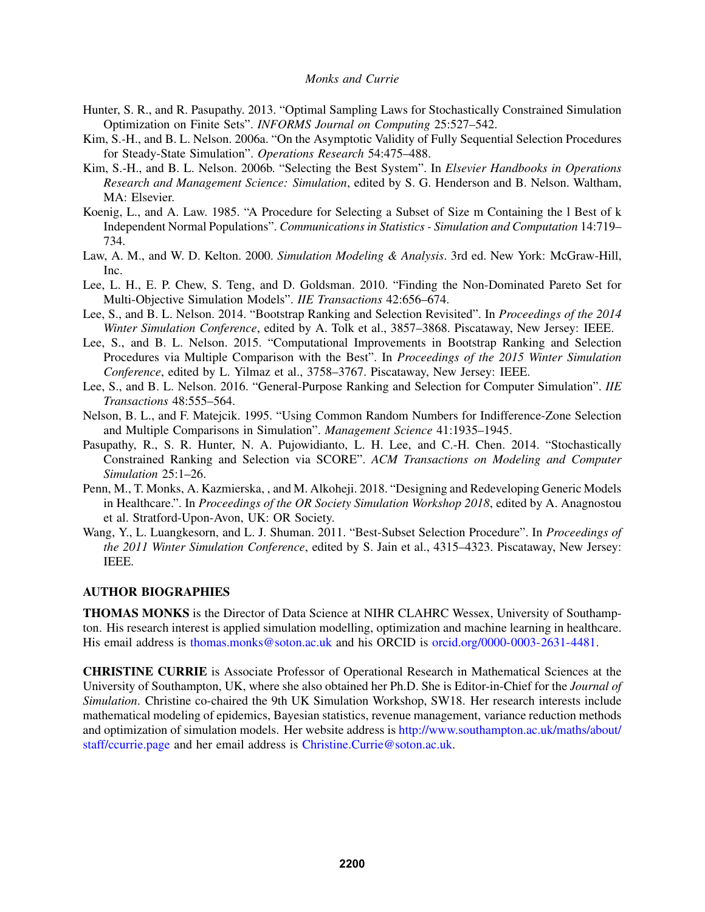Hunter, S. R., and R. Pasupathy. 2013. "Optimal Sampling Laws for Stochastically Constrained Simulation Optimization on Finite Sets". *INFORMS Journal on Computing* 25:527–542.

Kim, S.-H., and B. L. Nelson. 2006a. "On the Asymptotic Validity of Fully Sequential Selection Procedures for Steady-State Simulation". *Operations Research* 54:475–488.

Kim, S.-H., and B. L. Nelson. 2006b. "Selecting the Best System". In *Elsevier Handbooks in Operations Research and Management Science: Simulation*, edited by S. G. Henderson and B. Nelson. Waltham, MA: Elsevier.

Koenig, L., and A. Law. 1985. "A Procedure for Selecting a Subset of Size m Containing the l Best of k Independent Normal Populations". *Communications in Statistics - Simulation and Computation* 14:719–734.

Law, A. M., and W. D. Kelton. 2000. *Simulation Modeling & Analysis*. 3rd ed. New York: McGraw-Hill, Inc.

Lee, L. H., E. P. Chew, S. Teng, and D. Goldsman. 2010. "Finding the Non-Dominated Pareto Set for Multi-Objective Simulation Models". *IIE Transactions* 42:656–674.

Lee, S., and B. L. Nelson. 2014. "Bootstrap Ranking and Selection Revisited". In *Proceedings of the 2014 Winter Simulation Conference*, edited by A. Tolk et al., 3857–3868. Piscataway, New Jersey: IEEE.

Lee, S., and B. L. Nelson. 2015. "Computational Improvements in Bootstrap Ranking and Selection Procedures via Multiple Comparison with the Best". In *Proceedings of the 2015 Winter Simulation Conference*, edited by L. Yilmaz et al., 3758–3767. Piscataway, New Jersey: IEEE.

Lee, S., and B. L. Nelson. 2016. "General-Purpose Ranking and Selection for Computer Simulation". *IIE Transactions* 48:555–564.

Nelson, B. L., and F. Matejcik. 1995. "Using Common Random Numbers for Indifference-Zone Selection and Multiple Comparisons in Simulation". *Management Science* 41:1935–1945.

Pasupathy, R., S. R. Hunter, N. A. Pujowidianto, L. H. Lee, and C.-H. Chen. 2014. "Stochastically Constrained Ranking and Selection via SCORE". *ACM Transactions on Modeling and Computer Simulation* 25:1–26.

Penn, M., T. Monks, A. Kazmierska, , and M. Alkoheji. 2018. "Designing and Redeveloping Generic Models in Healthcare.". In *Proceedings of the OR Society Simulation Workshop 2018*, edited by A. Anagnostou et al. Stratford-Upon-Avon, UK: OR Society.

Wang, Y., L. Luangkesorn, and L. J. Shuman. 2011. "Best-Subset Selection Procedure". In *Proceedings of the 2011 Winter Simulation Conference*, edited by S. Jain et al., 4315–4323. Piscataway, New Jersey: IEEE.

## AUTHOR BIOGRAPHIES

**THOMAS MONKS** is the Director of Data Science at NIHR CLAHRC Wessex, University of Southampton. His research interest is applied simulation modelling, optimization and machine learning in healthcare. His email address is thomas.monks@soton.ac.uk and his ORCID is orcid.org/0000-0003-2631-4481.

**CHRISTINE CURRIE** is Associate Professor of Operational Research in Mathematical Sciences at the University of Southampton, UK, where she also obtained her Ph.D. She is Editor-in-Chief for the *Journal of Simulation*. Christine co-chaired the 9th UK Simulation Workshop, SW18. Her research interests include mathematical modeling of epidemics, Bayesian statistics, revenue management, variance reduction methods and optimization of simulation models. Her website address is http://www.southampton.ac.uk/maths/about/staff/ccurrie.page and her email address is Christine.Currie@soton.ac.uk.